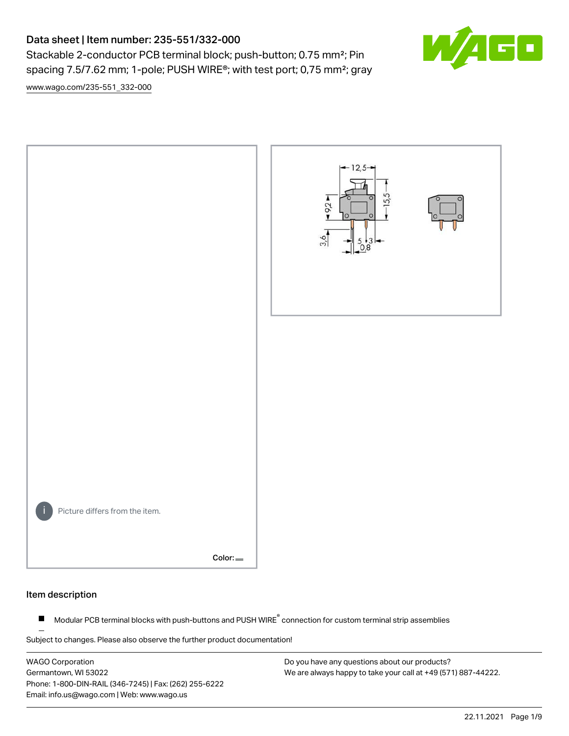# Data sheet | Item number: 235-551/332-000

Stackable 2-conductor PCB terminal block; push-button; 0.75 mm²; Pin spacing 7.5/7.62 mm; 1-pole; PUSH WIRE®; with test port; 0,75 mm²; gray

www.wago.com/235-551_332-000

Picture differs from the item.

Color:

## Item description

- Modular PCB terminal blocks with push-buttons and PUSH WIRE® connection for custom terminal strip assemblies

Subject to changes. Please also observe the further product documentation!

WAGO Corporation
Germantown, WI 53022
Phone: 1-800-DIN-RAIL (346-7245) | Fax: (262) 255-6222
Email: info.us@wago.com | Web: www.wago.us

Do you have any questions about our products?
We are always happy to take your call at +49 (571) 887-44222.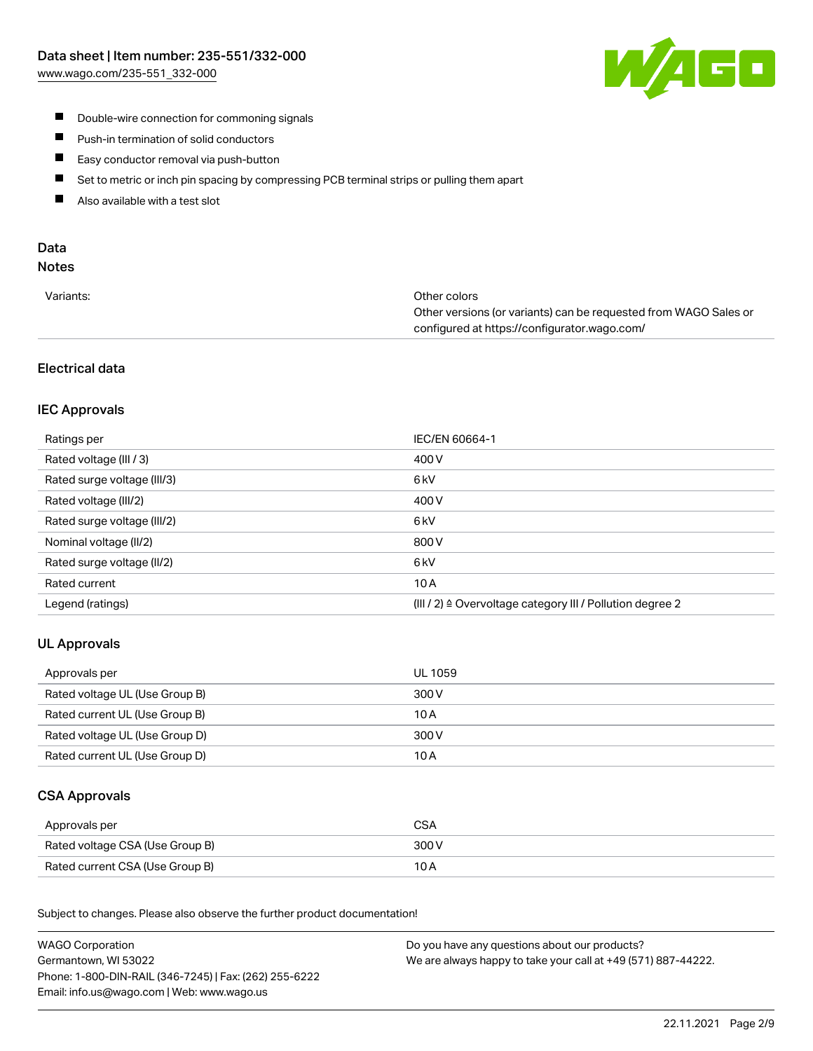- Double-wire connection for commoning signals
- Push-in termination of solid conductors
- Easy conductor removal via push-button
- Set to metric or inch pin spacing by compressing PCB terminal strips or pulling them apart
- Also available with a test slot

## Data

### Notes

| | |
|---|---|
| Variants: | Other colors<br>Other versions (or variants) can be requested from WAGO Sales or configured at https://configurator.wago.com/ |

### Electrical data

#### IEC Approvals

| | |
|---|---|
| Ratings per | IEC/EN 60664-1 |
| Rated voltage (III / 3) | 400 V |
| Rated surge voltage (III/3) | 6 kV |
| Rated voltage (III/2) | 400 V |
| Rated surge voltage (III/2) | 6 kV |
| Nominal voltage (II/2) | 800 V |
| Rated surge voltage (II/2) | 6 kV |
| Rated current | 10 A |
| Legend (ratings) | (III / 2) ≙ Overvoltage category III / Pollution degree 2 |

#### UL Approvals

| | |
|---|---|
| Approvals per | UL 1059 |
| Rated voltage UL (Use Group B) | 300 V |
| Rated current UL (Use Group B) | 10 A |
| Rated voltage UL (Use Group D) | 300 V |
| Rated current UL (Use Group D) | 10 A |

#### CSA Approvals

| | |
|---|---|
| Approvals per | CSA |
| Rated voltage CSA (Use Group B) | 300 V |
| Rated current CSA (Use Group B) | 10 A |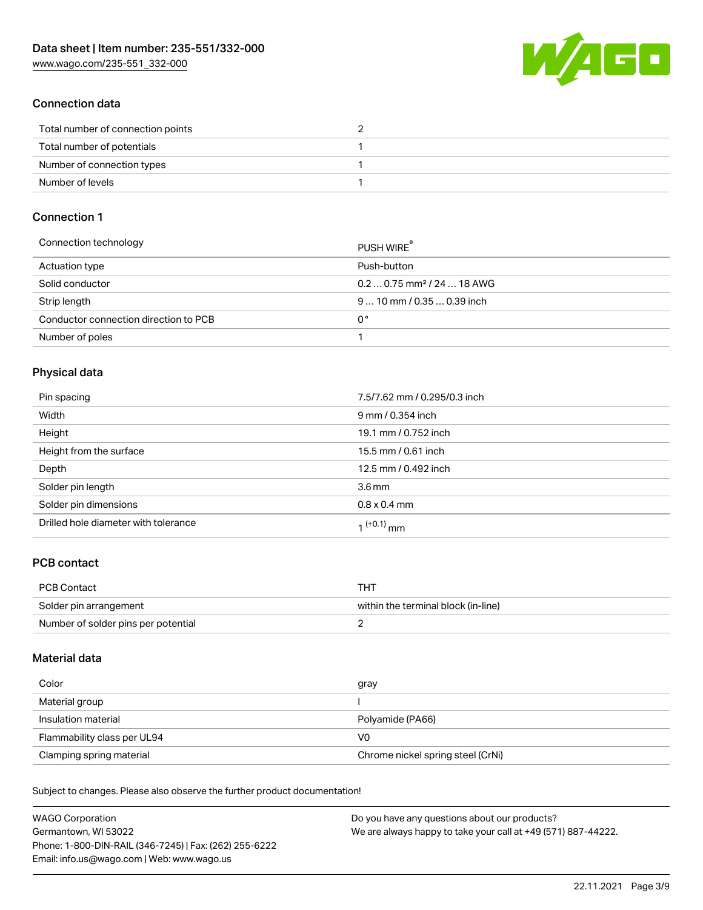## Connection data

| | |
|---|---|
| Total number of connection points | 2 |
| Total number of potentials | 1 |
| Number of connection types | 1 |
| Number of levels | 1 |

## Connection 1

| | |
|---|---|
| Connection technology | PUSH WIRE® |
| Actuation type | Push-button |
| Solid conductor | 0.2 … 0.75 mm² / 24 … 18 AWG |
| Strip length | 9 … 10 mm / 0.35 … 0.39 inch |
| Conductor connection direction to PCB | 0 ° |
| Number of poles | 1 |

## Physical data

| | |
|---|---|
| Pin spacing | 7.5/7.62 mm / 0.295/0.3 inch |
| Width | 9 mm / 0.354 inch |
| Height | 19.1 mm / 0.752 inch |
| Height from the surface | 15.5 mm / 0.61 inch |
| Depth | 12.5 mm / 0.492 inch |
| Solder pin length | 3.6 mm |
| Solder pin dimensions | 0.8 x 0.4 mm |
| Drilled hole diameter with tolerance | $1^{(+0.1)}$ mm |

## PCB contact

| | |
|---|---|
| PCB Contact | THT |
| Solder pin arrangement | within the terminal block (in-line) |
| Number of solder pins per potential | 2 |

## Material data

| | |
|---|---|
| Color | gray |
| Material group | I |
| Insulation material | Polyamide (PA66) |
| Flammability class per UL94 | V0 |
| Clamping spring material | Chrome nickel spring steel (CrNi) |

Subject to changes. Please also observe the further product documentation!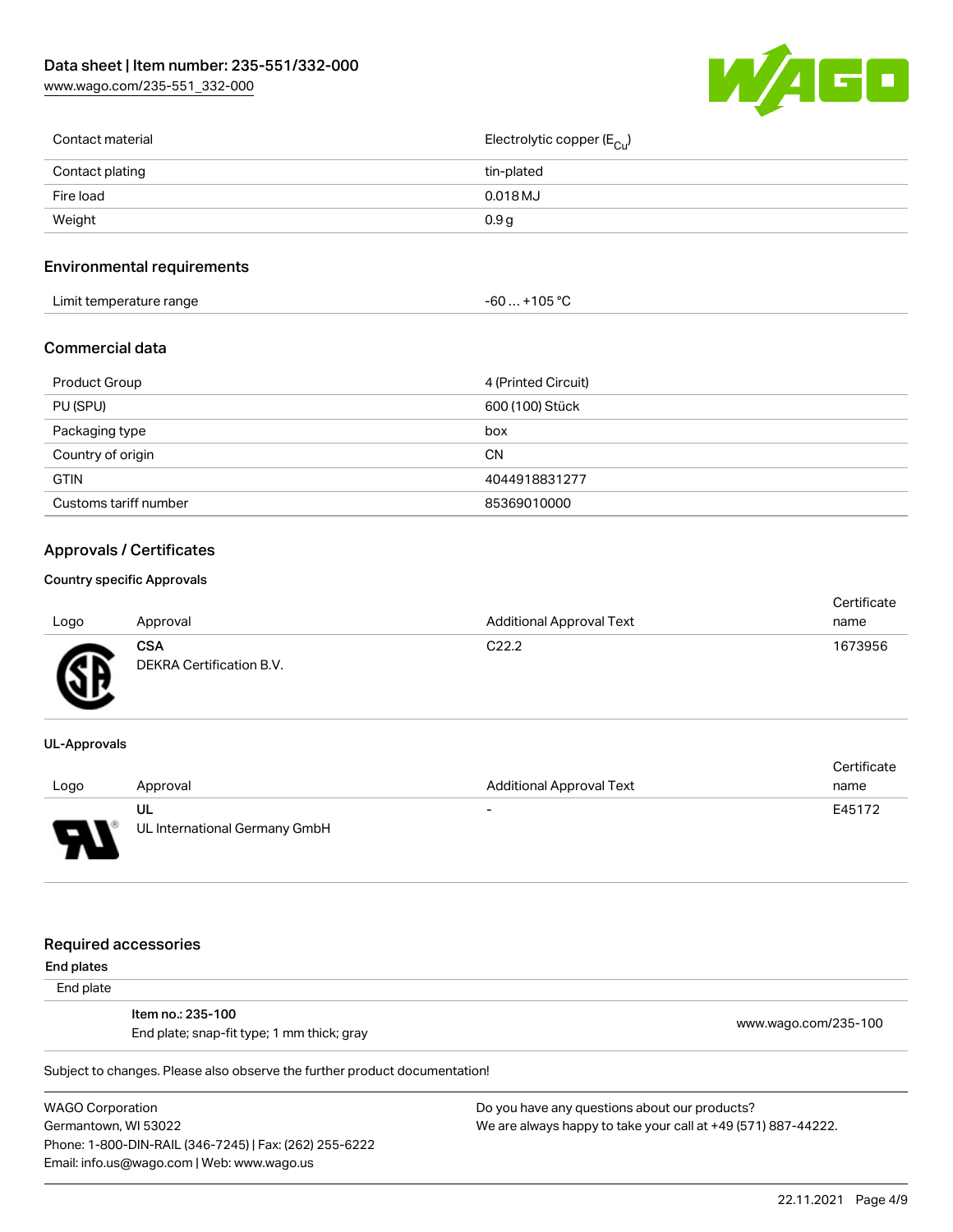| | |
|---|---|
| Contact material | Electrolytic copper ($E_{Cu}$) |
| Contact plating | tin-plated |
| Fire load | 0.018 MJ |
| Weight | 0.9 g |

## Environmental requirements

| | |
|---|---|
| Limit temperature range | -60 … +105 °C |

## Commercial data

| | |
|---|---|
| Product Group | 4 (Printed Circuit) |
| PU (SPU) | 600 (100) Stück |
| Packaging type | box |
| Country of origin | CN |
| GTIN | 4044918831277 |
| Customs tariff number | 85369010000 |

## Approvals / Certificates

### Country specific Approvals

| Logo | Approval | Additional Approval Text | Certificate name |
|---|---|---|---|
| | **CSA** DEKRA Certification B.V. | C22.2 | 1673956 |

### UL-Approvals

| Logo | Approval | Additional Approval Text | Certificate name |
|---|---|---|---|
| | **UL** UL International Germany GmbH | - | E45172 |

## Required accessories

**End plates**

End plate

| | |
|---|---|
| **Item no.: 235-100** End plate; snap-fit type; 1 mm thick; gray | www.wago.com/235-100 |

Subject to changes. Please also observe the further product documentation!

WAGO Corporation
Germantown, WI 53022
Phone: 1-800-DIN-RAIL (346-7245) | Fax: (262) 255-6222
Email: info.us@wago.com | Web: www.wago.us

Do you have any questions about our products?
We are always happy to take your call at +49 (571) 887-44222.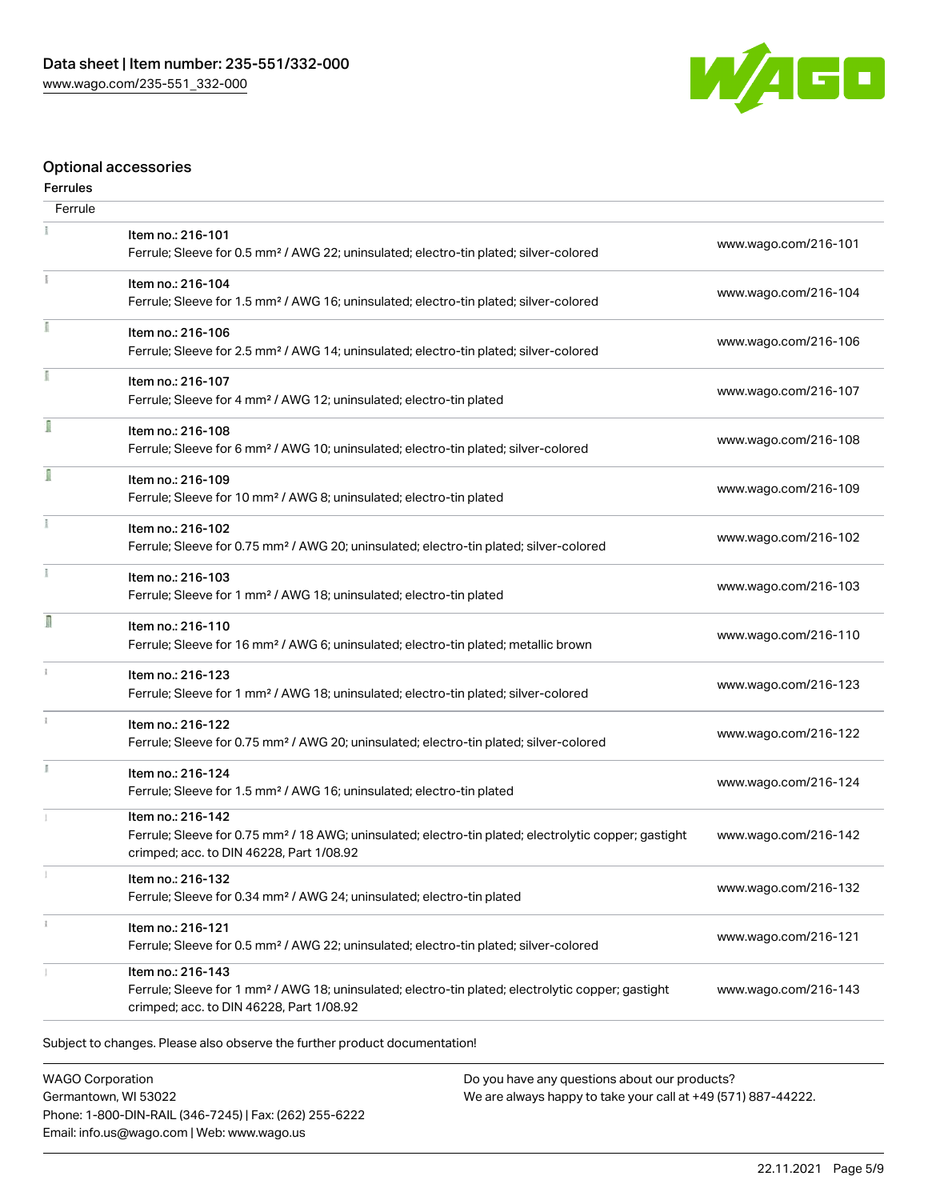## Optional accessories

### Ferrules

| Ferrule | | |
|---|---|---|
| | Item no.: 216-101<br>Ferrule; Sleeve for 0.5 mm² / AWG 22; uninsulated; electro-tin plated; silver-colored | www.wago.com/216-101 |
| | Item no.: 216-104<br>Ferrule; Sleeve for 1.5 mm² / AWG 16; uninsulated; electro-tin plated; silver-colored | www.wago.com/216-104 |
| | Item no.: 216-106<br>Ferrule; Sleeve for 2.5 mm² / AWG 14; uninsulated; electro-tin plated; silver-colored | www.wago.com/216-106 |
| | Item no.: 216-107<br>Ferrule; Sleeve for 4 mm² / AWG 12; uninsulated; electro-tin plated | www.wago.com/216-107 |
| | Item no.: 216-108<br>Ferrule; Sleeve for 6 mm² / AWG 10; uninsulated; electro-tin plated; silver-colored | www.wago.com/216-108 |
| | Item no.: 216-109<br>Ferrule; Sleeve for 10 mm² / AWG 8; uninsulated; electro-tin plated | www.wago.com/216-109 |
| | Item no.: 216-102<br>Ferrule; Sleeve for 0.75 mm² / AWG 20; uninsulated; electro-tin plated; silver-colored | www.wago.com/216-102 |
| | Item no.: 216-103<br>Ferrule; Sleeve for 1 mm² / AWG 18; uninsulated; electro-tin plated | www.wago.com/216-103 |
| | Item no.: 216-110<br>Ferrule; Sleeve for 16 mm² / AWG 6; uninsulated; electro-tin plated; metallic brown | www.wago.com/216-110 |
| | Item no.: 216-123<br>Ferrule; Sleeve for 1 mm² / AWG 18; uninsulated; electro-tin plated; silver-colored | www.wago.com/216-123 |
| | Item no.: 216-122<br>Ferrule; Sleeve for 0.75 mm² / AWG 20; uninsulated; electro-tin plated; silver-colored | www.wago.com/216-122 |
| | Item no.: 216-124<br>Ferrule; Sleeve for 1.5 mm² / AWG 16; uninsulated; electro-tin plated | www.wago.com/216-124 |
| | Item no.: 216-142<br>Ferrule; Sleeve for 0.75 mm² / 18 AWG; uninsulated; electro-tin plated; electrolytic copper; gastight crimped; acc. to DIN 46228, Part 1/08.92 | www.wago.com/216-142 |
| | Item no.: 216-132<br>Ferrule; Sleeve for 0.34 mm² / AWG 24; uninsulated; electro-tin plated | www.wago.com/216-132 |
| | Item no.: 216-121<br>Ferrule; Sleeve for 0.5 mm² / AWG 22; uninsulated; electro-tin plated; silver-colored | www.wago.com/216-121 |
| | Item no.: 216-143<br>Ferrule; Sleeve for 1 mm² / AWG 18; uninsulated; electro-tin plated; electrolytic copper; gastight crimped; acc. to DIN 46228, Part 1/08.92 | www.wago.com/216-143 |

Subject to changes. Please also observe the further product documentation!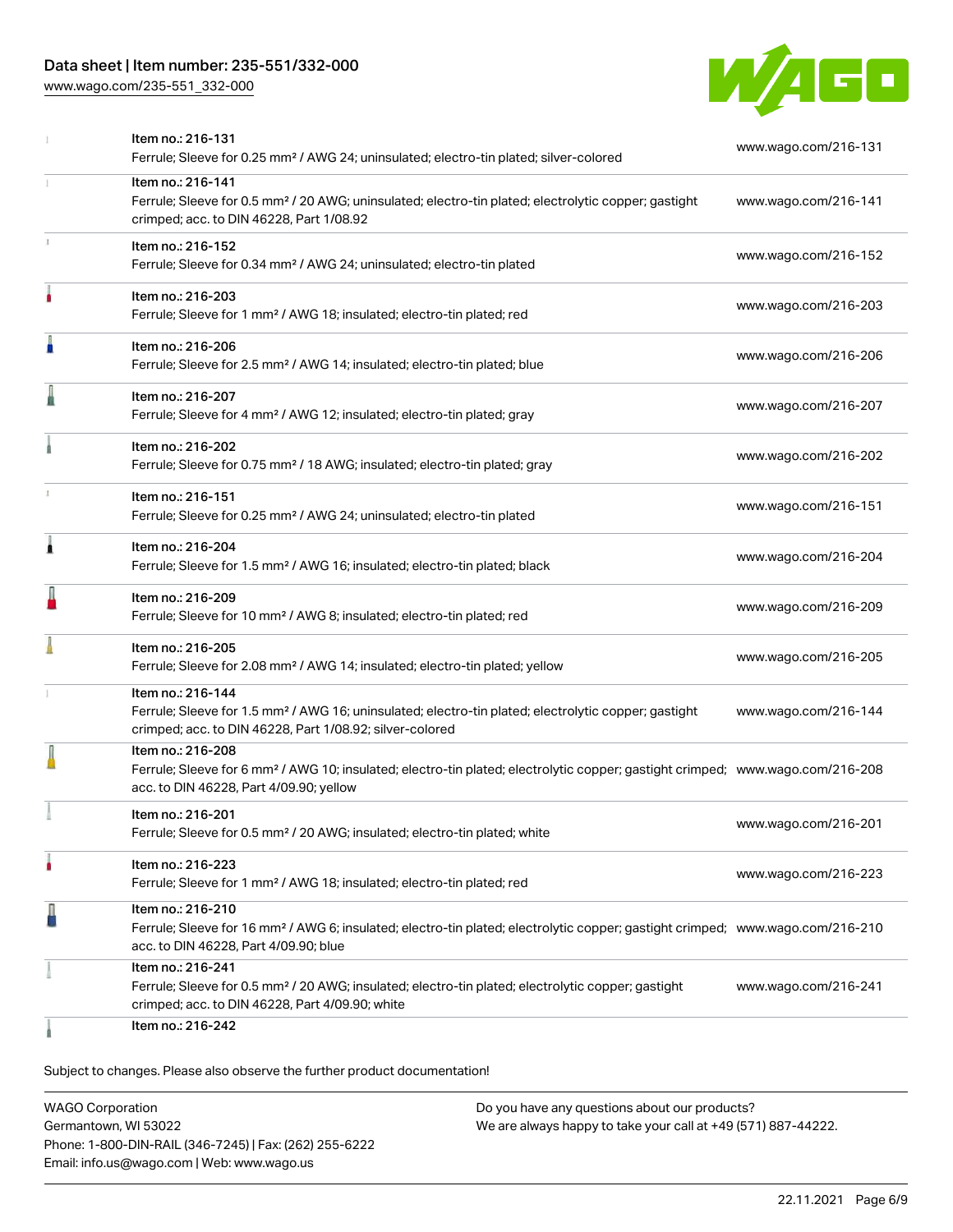| Item | Description | Link |
| --- | --- | --- |
| Item no.: 216-131 | Ferrule; Sleeve for 0.25 mm² / AWG 24; uninsulated; electro-tin plated; silver-colored | www.wago.com/216-131 |
| Item no.: 216-141 | Ferrule; Sleeve for 0.5 mm² / 20 AWG; uninsulated; electro-tin plated; electrolytic copper; gastight crimped; acc. to DIN 46228, Part 1/08.92 | www.wago.com/216-141 |
| Item no.: 216-152 | Ferrule; Sleeve for 0.34 mm² / AWG 24; uninsulated; electro-tin plated | www.wago.com/216-152 |
| Item no.: 216-203 | Ferrule; Sleeve for 1 mm² / AWG 18; insulated; electro-tin plated; red | www.wago.com/216-203 |
| Item no.: 216-206 | Ferrule; Sleeve for 2.5 mm² / AWG 14; insulated; electro-tin plated; blue | www.wago.com/216-206 |
| Item no.: 216-207 | Ferrule; Sleeve for 4 mm² / AWG 12; insulated; electro-tin plated; gray | www.wago.com/216-207 |
| Item no.: 216-202 | Ferrule; Sleeve for 0.75 mm² / 18 AWG; insulated; electro-tin plated; gray | www.wago.com/216-202 |
| Item no.: 216-151 | Ferrule; Sleeve for 0.25 mm² / AWG 24; uninsulated; electro-tin plated | www.wago.com/216-151 |
| Item no.: 216-204 | Ferrule; Sleeve for 1.5 mm² / AWG 16; insulated; electro-tin plated; black | www.wago.com/216-204 |
| Item no.: 216-209 | Ferrule; Sleeve for 10 mm² / AWG 8; insulated; electro-tin plated; red | www.wago.com/216-209 |
| Item no.: 216-205 | Ferrule; Sleeve for 2.08 mm² / AWG 14; insulated; electro-tin plated; yellow | www.wago.com/216-205 |
| Item no.: 216-144 | Ferrule; Sleeve for 1.5 mm² / AWG 16; uninsulated; electro-tin plated; electrolytic copper; gastight crimped; acc. to DIN 46228, Part 1/08.92; silver-colored | www.wago.com/216-144 |
| Item no.: 216-208 | Ferrule; Sleeve for 6 mm² / AWG 10; insulated; electro-tin plated; electrolytic copper; gastight crimped; acc. to DIN 46228, Part 4/09.90; yellow | www.wago.com/216-208 |
| Item no.: 216-201 | Ferrule; Sleeve for 0.5 mm² / 20 AWG; insulated; electro-tin plated; white | www.wago.com/216-201 |
| Item no.: 216-223 | Ferrule; Sleeve for 1 mm² / AWG 18; insulated; electro-tin plated; red | www.wago.com/216-223 |
| Item no.: 216-210 | Ferrule; Sleeve for 16 mm² / AWG 6; insulated; electro-tin plated; electrolytic copper; gastight crimped; acc. to DIN 46228, Part 4/09.90; blue | www.wago.com/216-210 |
| Item no.: 216-241 | Ferrule; Sleeve for 0.5 mm² / 20 AWG; insulated; electro-tin plated; electrolytic copper; gastight crimped; acc. to DIN 46228, Part 4/09.90; white | www.wago.com/216-241 |
| Item no.: 216-242 | | |

Subject to changes. Please also observe the further product documentation!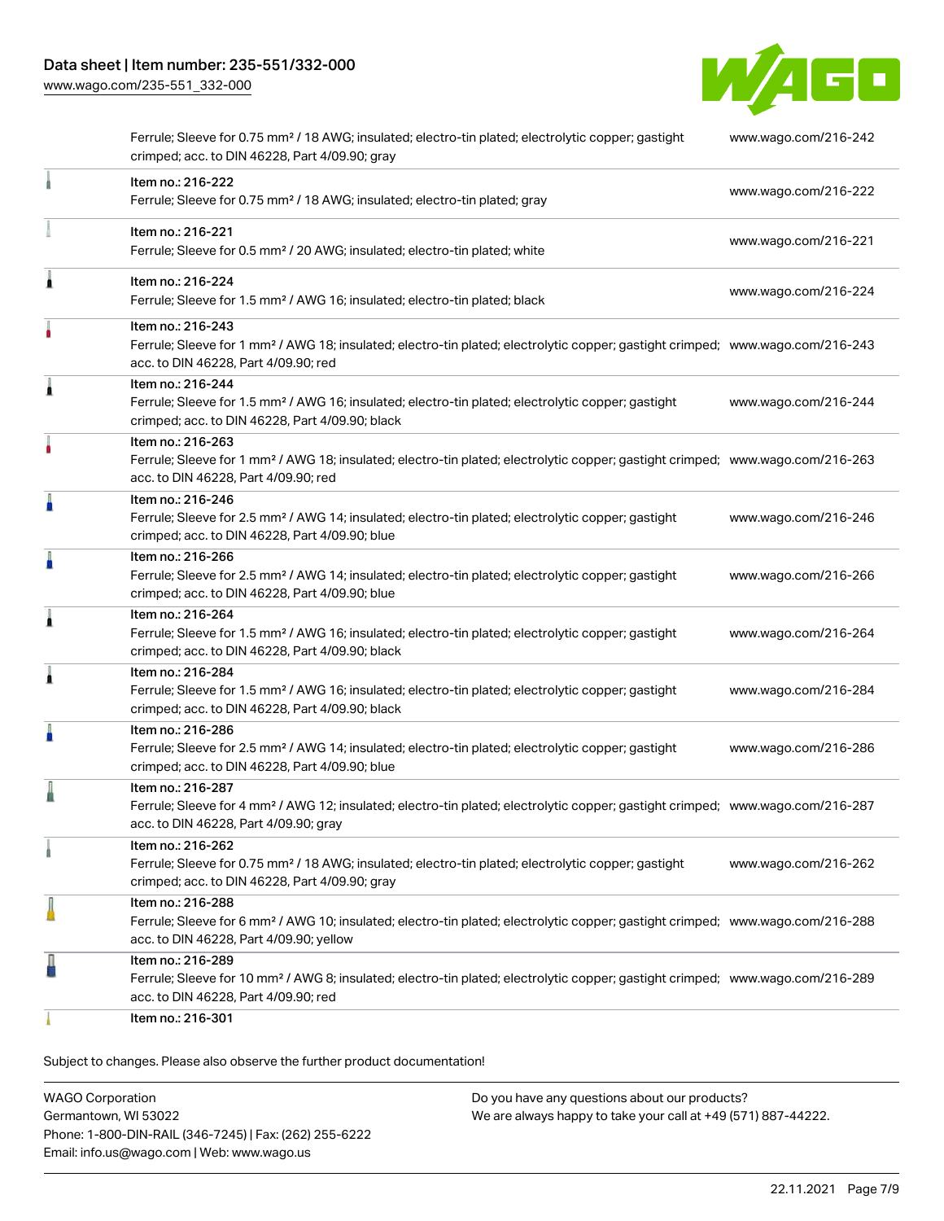| Description | Link |
|---|---|
| Ferrule; Sleeve for 0.75 mm² / 18 AWG; insulated; electro-tin plated; electrolytic copper; gastight crimped; acc. to DIN 46228, Part 4/09.90; gray | www.wago.com/216-242 |
| Item no.: 216-222<br>Ferrule; Sleeve for 0.75 mm² / 18 AWG; insulated; electro-tin plated; gray | www.wago.com/216-222 |
| Item no.: 216-221<br>Ferrule; Sleeve for 0.5 mm² / 20 AWG; insulated; electro-tin plated; white | www.wago.com/216-221 |
| Item no.: 216-224<br>Ferrule; Sleeve for 1.5 mm² / AWG 16; insulated; electro-tin plated; black | www.wago.com/216-224 |
| Item no.: 216-243<br>Ferrule; Sleeve for 1 mm² / AWG 18; insulated; electro-tin plated; electrolytic copper; gastight crimped; acc. to DIN 46228, Part 4/09.90; red | www.wago.com/216-243 |
| Item no.: 216-244<br>Ferrule; Sleeve for 1.5 mm² / AWG 16; insulated; electro-tin plated; electrolytic copper; gastight crimped; acc. to DIN 46228, Part 4/09.90; black | www.wago.com/216-244 |
| Item no.: 216-263<br>Ferrule; Sleeve for 1 mm² / AWG 18; insulated; electro-tin plated; electrolytic copper; gastight crimped; acc. to DIN 46228, Part 4/09.90; red | www.wago.com/216-263 |
| Item no.: 216-246<br>Ferrule; Sleeve for 2.5 mm² / AWG 14; insulated; electro-tin plated; electrolytic copper; gastight crimped; acc. to DIN 46228, Part 4/09.90; blue | www.wago.com/216-246 |
| Item no.: 216-266<br>Ferrule; Sleeve for 2.5 mm² / AWG 14; insulated; electro-tin plated; electrolytic copper; gastight crimped; acc. to DIN 46228, Part 4/09.90; blue | www.wago.com/216-266 |
| Item no.: 216-264<br>Ferrule; Sleeve for 1.5 mm² / AWG 16; insulated; electro-tin plated; electrolytic copper; gastight crimped; acc. to DIN 46228, Part 4/09.90; black | www.wago.com/216-264 |
| Item no.: 216-284<br>Ferrule; Sleeve for 1.5 mm² / AWG 16; insulated; electro-tin plated; electrolytic copper; gastight crimped; acc. to DIN 46228, Part 4/09.90; black | www.wago.com/216-284 |
| Item no.: 216-286<br>Ferrule; Sleeve for 2.5 mm² / AWG 14; insulated; electro-tin plated; electrolytic copper; gastight crimped; acc. to DIN 46228, Part 4/09.90; blue | www.wago.com/216-286 |
| Item no.: 216-287<br>Ferrule; Sleeve for 4 mm² / AWG 12; insulated; electro-tin plated; electrolytic copper; gastight crimped; acc. to DIN 46228, Part 4/09.90; gray | www.wago.com/216-287 |
| Item no.: 216-262<br>Ferrule; Sleeve for 0.75 mm² / 18 AWG; insulated; electro-tin plated; electrolytic copper; gastight crimped; acc. to DIN 46228, Part 4/09.90; gray | www.wago.com/216-262 |
| Item no.: 216-288<br>Ferrule; Sleeve for 6 mm² / AWG 10; insulated; electro-tin plated; electrolytic copper; gastight crimped; acc. to DIN 46228, Part 4/09.90; yellow | www.wago.com/216-288 |
| Item no.: 216-289<br>Ferrule; Sleeve for 10 mm² / AWG 8; insulated; electro-tin plated; electrolytic copper; gastight crimped; acc. to DIN 46228, Part 4/09.90; red | www.wago.com/216-289 |
| Item no.: 216-301 | |

Subject to changes. Please also observe the further product documentation!

WAGO Corporation
Germantown, WI 53022
Phone: 1-800-DIN-RAIL (346-7245) | Fax: (262) 255-6222
Email: info.us@wago.com | Web: www.wago.us

Do you have any questions about our products?
We are always happy to take your call at +49 (571) 887-44222.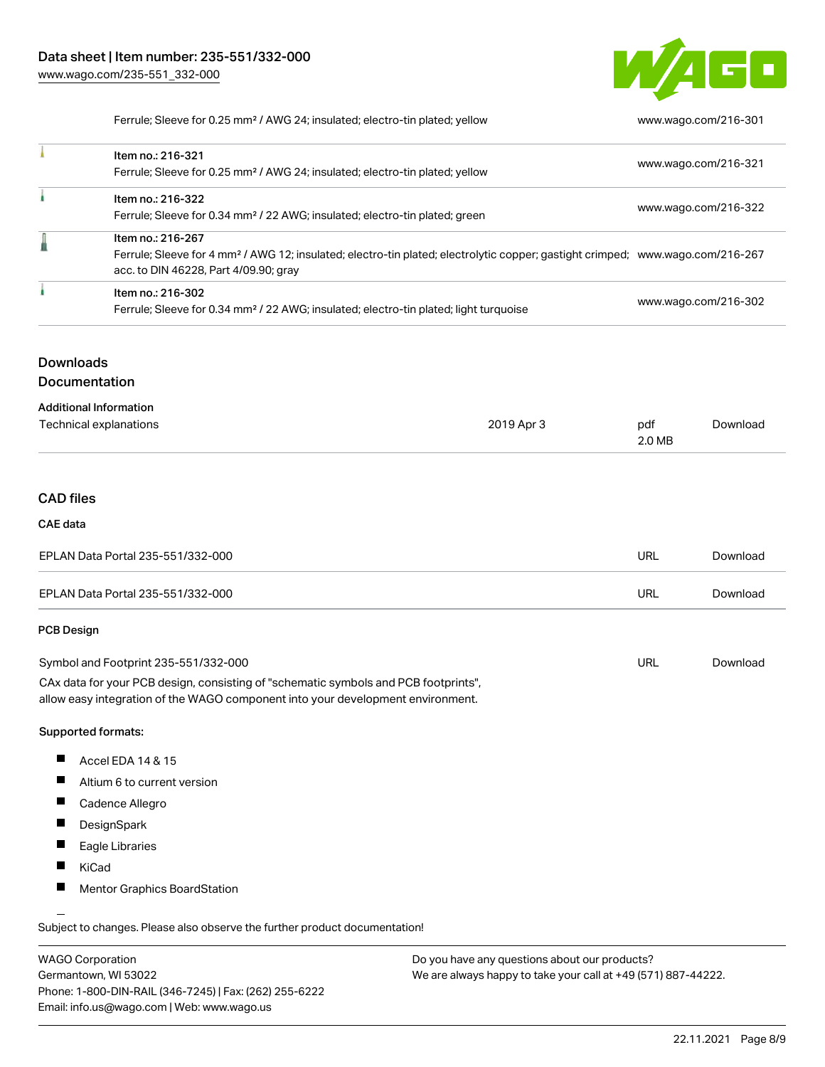| | | |
|---|---|---|
| | Ferrule; Sleeve for 0.25 mm² / AWG 24; insulated; electro-tin plated; yellow | www.wago.com/216-301 |
| | Item no.: 216-321<br>Ferrule; Sleeve for 0.25 mm² / AWG 24; insulated; electro-tin plated; yellow | www.wago.com/216-321 |
| | Item no.: 216-322<br>Ferrule; Sleeve for 0.34 mm² / 22 AWG; insulated; electro-tin plated; green | www.wago.com/216-322 |
| | Item no.: 216-267<br>Ferrule; Sleeve for 4 mm² / AWG 12; insulated; electro-tin plated; electrolytic copper; gastight crimped; acc. to DIN 46228, Part 4/09.90; gray | www.wago.com/216-267 |
| | Item no.: 216-302<br>Ferrule; Sleeve for 0.34 mm² / 22 AWG; insulated; electro-tin plated; light turquoise | www.wago.com/216-302 |

## Downloads

### Documentation

**Additional Information**

| | | | |
|---|---|---|---|
| Technical explanations | 2019 Apr 3 | pdf<br>2.0 MB | Download |

### CAD files

**CAE data**

| | | |
|---|---|---|
| EPLAN Data Portal 235-551/332-000 | URL | Download |
| EPLAN Data Portal 235-551/332-000 | URL | Download |

**PCB Design**

| | | |
|---|---|---|
| Symbol and Footprint 235-551/332-000 | URL | Download |

CAx data for your PCB design, consisting of "schematic symbols and PCB footprints", allow easy integration of the WAGO component into your development environment.

**Supported formats:**

- Accel EDA 14 & 15
- Altium 6 to current version
- Cadence Allegro
- DesignSpark
- Eagle Libraries
- KiCad
- Mentor Graphics BoardStation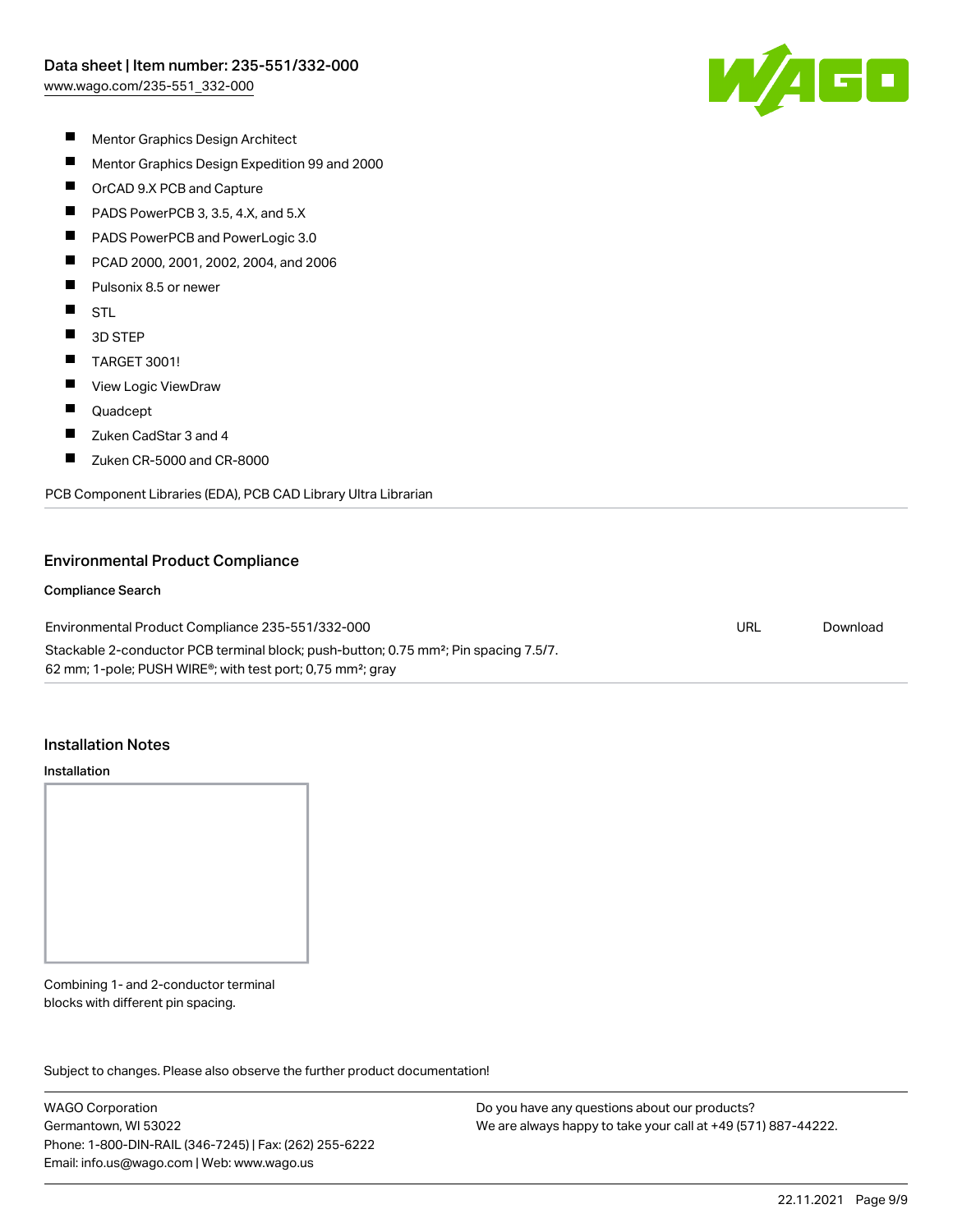- Mentor Graphics Design Architect
- Mentor Graphics Design Expedition 99 and 2000
- OrCAD 9.X PCB and Capture
- PADS PowerPCB 3, 3.5, 4.X, and 5.X
- PADS PowerPCB and PowerLogic 3.0
- PCAD 2000, 2001, 2002, 2004, and 2006
- Pulsonix 8.5 or newer
- STL
- 3D STEP
- TARGET 3001!
- View Logic ViewDraw
- Quadcept
- Zuken CadStar 3 and 4
- Zuken CR-5000 and CR-8000

PCB Component Libraries (EDA), PCB CAD Library Ultra Librarian

## Environmental Product Compliance

### Compliance Search

| | | |
| --- | --- | --- |
| Environmental Product Compliance 235-551/332-000<br>Stackable 2-conductor PCB terminal block; push-button; 0.75 mm²; Pin spacing 7.5/7.62 mm; 1-pole; PUSH WIRE®; with test port; 0,75 mm²; gray | URL | Download |

## Installation Notes

### Installation

Combining 1- and 2-conductor terminal blocks with different pin spacing.

Subject to changes. Please also observe the further product documentation!

WAGO Corporation
Germantown, WI 53022
Phone: 1-800-DIN-RAIL (346-7245) | Fax: (262) 255-6222
Email: info.us@wago.com | Web: www.wago.us

Do you have any questions about our products?
We are always happy to take your call at +49 (571) 887-44222.